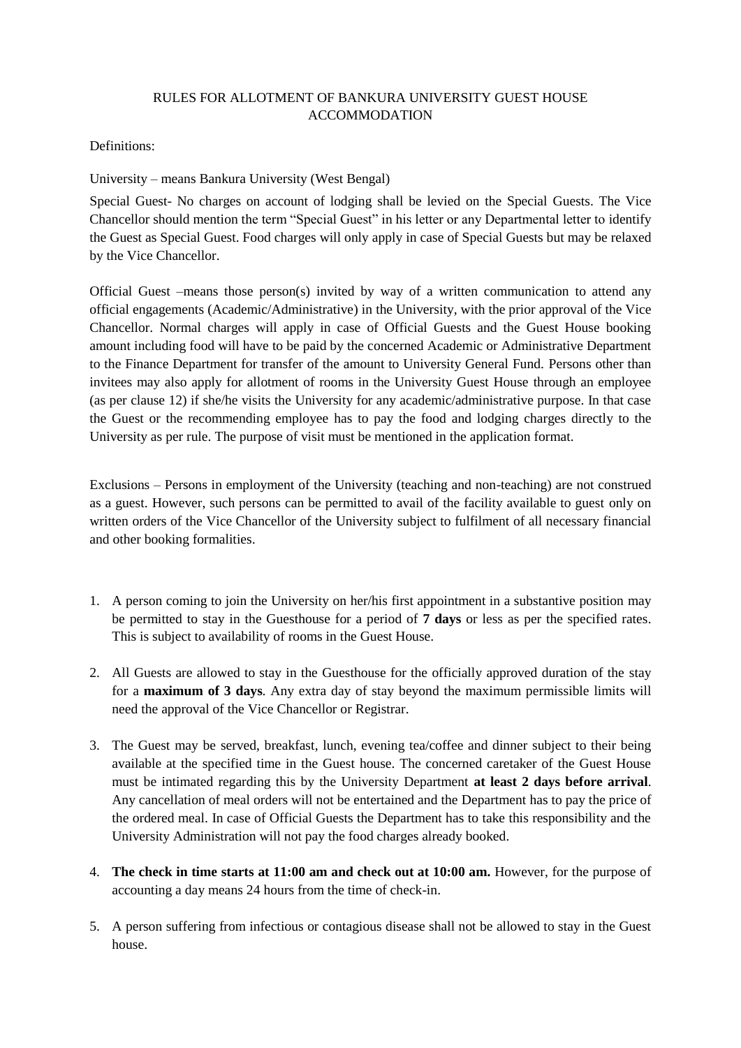# RULES FOR ALLOTMENT OF BANKURA UNIVERSITY GUEST HOUSE ACCOMMODATION

Definitions:

University – means Bankura University (West Bengal)

Special Guest- No charges on account of lodging shall be levied on the Special Guests. The Vice Chancellor should mention the term "Special Guest" in his letter or any Departmental letter to identify the Guest as Special Guest. Food charges will only apply in case of Special Guests but may be relaxed by the Vice Chancellor.

Official Guest –means those person(s) invited by way of a written communication to attend any official engagements (Academic/Administrative) in the University, with the prior approval of the Vice Chancellor. Normal charges will apply in case of Official Guests and the Guest House booking amount including food will have to be paid by the concerned Academic or Administrative Department to the Finance Department for transfer of the amount to University General Fund. Persons other than invitees may also apply for allotment of rooms in the University Guest House through an employee (as per clause 12) if she/he visits the University for any academic/administrative purpose. In that case the Guest or the recommending employee has to pay the food and lodging charges directly to the University as per rule. The purpose of visit must be mentioned in the application format.

Exclusions – Persons in employment of the University (teaching and non-teaching) are not construed as a guest. However, such persons can be permitted to avail of the facility available to guest only on written orders of the Vice Chancellor of the University subject to fulfilment of all necessary financial and other booking formalities.

1. A person coming to join the University on her/his first appointment in a substantive position may be permitted to stay in the Guesthouse for a period of **7 days** or less as per the specified rates. This is subject to availability of rooms in the Guest House.

2. All Guests are allowed to stay in the Guesthouse for the officially approved duration of the stay for a **maximum of 3 days**. Any extra day of stay beyond the maximum permissible limits will need the approval of the Vice Chancellor or Registrar.

3. The Guest may be served, breakfast, lunch, evening tea/coffee and dinner subject to their being available at the specified time in the Guest house. The concerned caretaker of the Guest House must be intimated regarding this by the University Department **at least 2 days before arrival**. Any cancellation of meal orders will not be entertained and the Department has to pay the price of the ordered meal. In case of Official Guests the Department has to take this responsibility and the University Administration will not pay the food charges already booked.

4. **The check in time starts at 11:00 am and check out at 10:00 am.** However, for the purpose of accounting a day means 24 hours from the time of check-in.

5. A person suffering from infectious or contagious disease shall not be allowed to stay in the Guest house.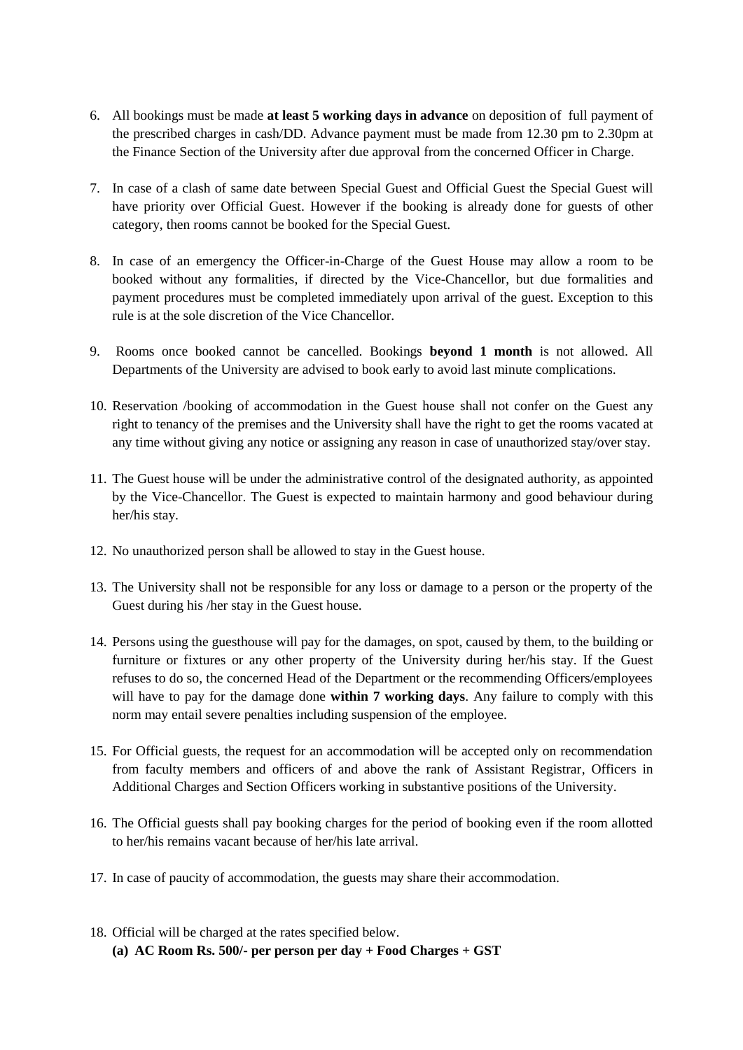6. All bookings must be made **at least 5 working days in advance** on deposition of full payment of the prescribed charges in cash/DD. Advance payment must be made from 12.30 pm to 2.30pm at the Finance Section of the University after due approval from the concerned Officer in Charge.

7. In case of a clash of same date between Special Guest and Official Guest the Special Guest will have priority over Official Guest. However if the booking is already done for guests of other category, then rooms cannot be booked for the Special Guest.

8. In case of an emergency the Officer-in-Charge of the Guest House may allow a room to be booked without any formalities, if directed by the Vice-Chancellor, but due formalities and payment procedures must be completed immediately upon arrival of the guest. Exception to this rule is at the sole discretion of the Vice Chancellor.

9. Rooms once booked cannot be cancelled. Bookings **beyond 1 month** is not allowed. All Departments of the University are advised to book early to avoid last minute complications.

10. Reservation /booking of accommodation in the Guest house shall not confer on the Guest any right to tenancy of the premises and the University shall have the right to get the rooms vacated at any time without giving any notice or assigning any reason in case of unauthorized stay/over stay.

11. The Guest house will be under the administrative control of the designated authority, as appointed by the Vice-Chancellor. The Guest is expected to maintain harmony and good behaviour during her/his stay.

12. No unauthorized person shall be allowed to stay in the Guest house.

13. The University shall not be responsible for any loss or damage to a person or the property of the Guest during his /her stay in the Guest house.

14. Persons using the guesthouse will pay for the damages, on spot, caused by them, to the building or furniture or fixtures or any other property of the University during her/his stay. If the Guest refuses to do so, the concerned Head of the Department or the recommending Officers/employees will have to pay for the damage done **within 7 working days**. Any failure to comply with this norm may entail severe penalties including suspension of the employee.

15. For Official guests, the request for an accommodation will be accepted only on recommendation from faculty members and officers of and above the rank of Assistant Registrar, Officers in Additional Charges and Section Officers working in substantive positions of the University.

16. The Official guests shall pay booking charges for the period of booking even if the room allotted to her/his remains vacant because of her/his late arrival.

17. In case of paucity of accommodation, the guests may share their accommodation.

18. Official will be charged at the rates specified below.
    **(a) AC Room Rs. 500/- per person per day + Food Charges + GST**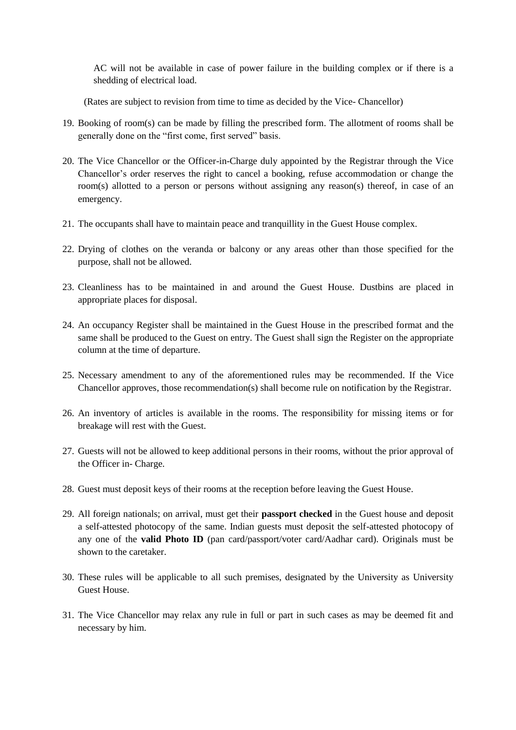AC will not be available in case of power failure in the building complex or if there is a shedding of electrical load.

(Rates are subject to revision from time to time as decided by the Vice- Chancellor)

19. Booking of room(s) can be made by filling the prescribed form. The allotment of rooms shall be generally done on the "first come, first served" basis.

20. The Vice Chancellor or the Officer-in-Charge duly appointed by the Registrar through the Vice Chancellor's order reserves the right to cancel a booking, refuse accommodation or change the room(s) allotted to a person or persons without assigning any reason(s) thereof, in case of an emergency.

21. The occupants shall have to maintain peace and tranquillity in the Guest House complex.

22. Drying of clothes on the veranda or balcony or any areas other than those specified for the purpose, shall not be allowed.

23. Cleanliness has to be maintained in and around the Guest House. Dustbins are placed in appropriate places for disposal.

24. An occupancy Register shall be maintained in the Guest House in the prescribed format and the same shall be produced to the Guest on entry. The Guest shall sign the Register on the appropriate column at the time of departure.

25. Necessary amendment to any of the aforementioned rules may be recommended. If the Vice Chancellor approves, those recommendation(s) shall become rule on notification by the Registrar.

26. An inventory of articles is available in the rooms. The responsibility for missing items or for breakage will rest with the Guest.

27. Guests will not be allowed to keep additional persons in their rooms, without the prior approval of the Officer in- Charge.

28. Guest must deposit keys of their rooms at the reception before leaving the Guest House.

29. All foreign nationals; on arrival, must get their **passport checked** in the Guest house and deposit a self-attested photocopy of the same. Indian guests must deposit the self-attested photocopy of any one of the **valid Photo ID** (pan card/passport/voter card/Aadhar card). Originals must be shown to the caretaker.

30. These rules will be applicable to all such premises, designated by the University as University Guest House.

31. The Vice Chancellor may relax any rule in full or part in such cases as may be deemed fit and necessary by him.